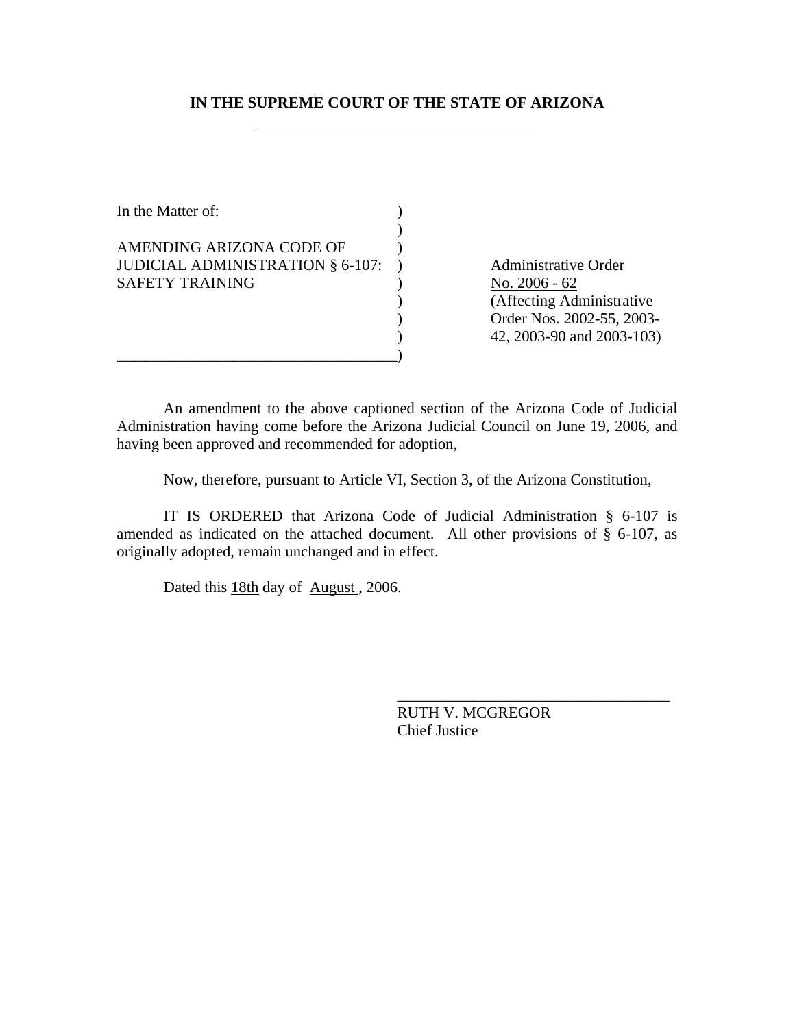**IN THE SUPREME COURT OF THE STATE OF ARIZONA**

| | |
|---|---|
| In the Matter of:<br><br>AMENDING ARIZONA CODE OF JUDICIAL ADMINISTRATION § 6-107: SAFETY TRAINING | Administrative Order No. 2006 - 62<br>(Affecting Administrative Order Nos. 2002-55, 2003-42, 2003-90 and 2003-103) |

An amendment to the above captioned section of the Arizona Code of Judicial Administration having come before the Arizona Judicial Council on June 19, 2006, and having been approved and recommended for adoption,

Now, therefore, pursuant to Article VI, Section 3, of the Arizona Constitution,

IT IS ORDERED that Arizona Code of Judicial Administration § 6-107 is amended as indicated on the attached document. All other provisions of § 6-107, as originally adopted, remain unchanged and in effect.

Dated this 18th day of August , 2006.

RUTH V. MCGREGOR
Chief Justice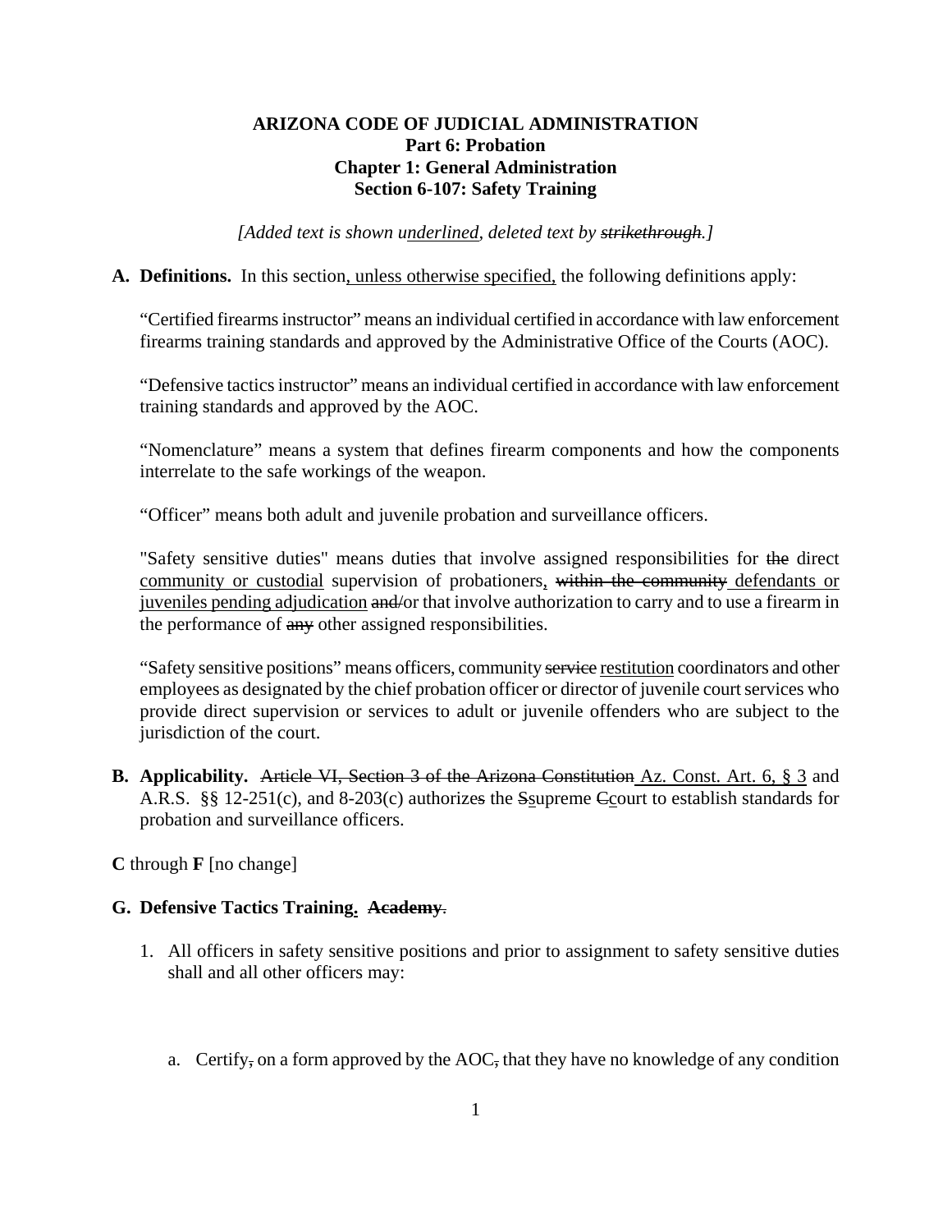**ARIZONA CODE OF JUDICIAL ADMINISTRATION**
**Part 6: Probation**
**Chapter 1: General Administration**
**Section 6-107: Safety Training**

*[Added text is shown underlined, deleted text by ~~strikethrough~~.]*

**A. Definitions.** In this section<u>, unless otherwise specified,</u> the following definitions apply:

"Certified firearms instructor" means an individual certified in accordance with law enforcement firearms training standards and approved by the Administrative Office of the Courts (AOC).

"Defensive tactics instructor" means an individual certified in accordance with law enforcement training standards and approved by the AOC.

"Nomenclature" means a system that defines firearm components and how the components interrelate to the safe workings of the weapon.

"Officer" means both adult and juvenile probation and surveillance officers.

"Safety sensitive duties" means duties that involve assigned responsibilities for ~~the~~ direct <u>community or custodial</u> supervision of probationers<u>,</u> ~~within the community~~ <u>defendants or juveniles pending adjudication</u> ~~and/~~or that involve authorization to carry and to use a firearm in the performance of ~~any~~ other assigned responsibilities.

"Safety sensitive positions" means officers, community ~~service~~ <u>restitution</u> coordinators and other employees as designated by the chief probation officer or director of juvenile court services who provide direct supervision or services to adult or juvenile offenders who are subject to the jurisdiction of the court.

**B. Applicability.** ~~Article VI, Section 3 of the Arizona Constitution~~ <u>Az. Const. Art. 6, § 3</u> and A.R.S. §§ 12-251(c), and 8-203(c) authorize~~s~~ the ~~S~~<u>s</u>upreme ~~C~~<u>c</u>ourt to establish standards for probation and surveillance officers.

**C** through **F** [no change]

**G. Defensive Tactics Training<u>.</u> ~~Academy~~.**

1. All officers in safety sensitive positions and prior to assignment to safety sensitive duties shall and all other officers may:

   a. Certify~~,~~ on a form approved by the AOC~~,~~ that they have no knowledge of any condition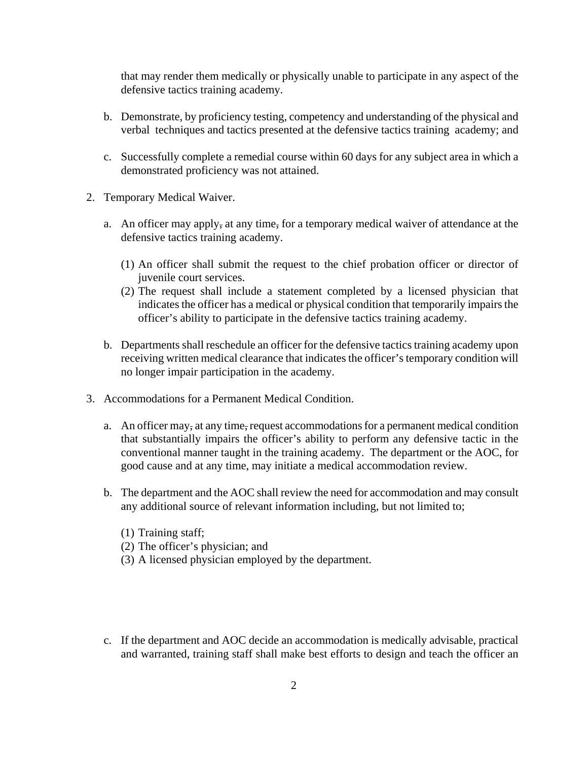that may render them medically or physically unable to participate in any aspect of the defensive tactics training academy.

b. Demonstrate, by proficiency testing, competency and understanding of the physical and verbal techniques and tactics presented at the defensive tactics training academy; and

c. Successfully complete a remedial course within 60 days for any subject area in which a demonstrated proficiency was not attained.

2. Temporary Medical Waiver.

   a. An officer may apply, at any time, for a temporary medical waiver of attendance at the defensive tactics training academy.

      (1) An officer shall submit the request to the chief probation officer or director of juvenile court services.
      (2) The request shall include a statement completed by a licensed physician that indicates the officer has a medical or physical condition that temporarily impairs the officer's ability to participate in the defensive tactics training academy.

   b. Departments shall reschedule an officer for the defensive tactics training academy upon receiving written medical clearance that indicates the officer's temporary condition will no longer impair participation in the academy.

3. Accommodations for a Permanent Medical Condition.

   a. An officer may, at any time, request accommodations for a permanent medical condition that substantially impairs the officer's ability to perform any defensive tactic in the conventional manner taught in the training academy. The department or the AOC, for good cause and at any time, may initiate a medical accommodation review.

   b. The department and the AOC shall review the need for accommodation and may consult any additional source of relevant information including, but not limited to;

      (1) Training staff;
      (2) The officer's physician; and
      (3) A licensed physician employed by the department.

   c. If the department and AOC decide an accommodation is medically advisable, practical and warranted, training staff shall make best efforts to design and teach the officer an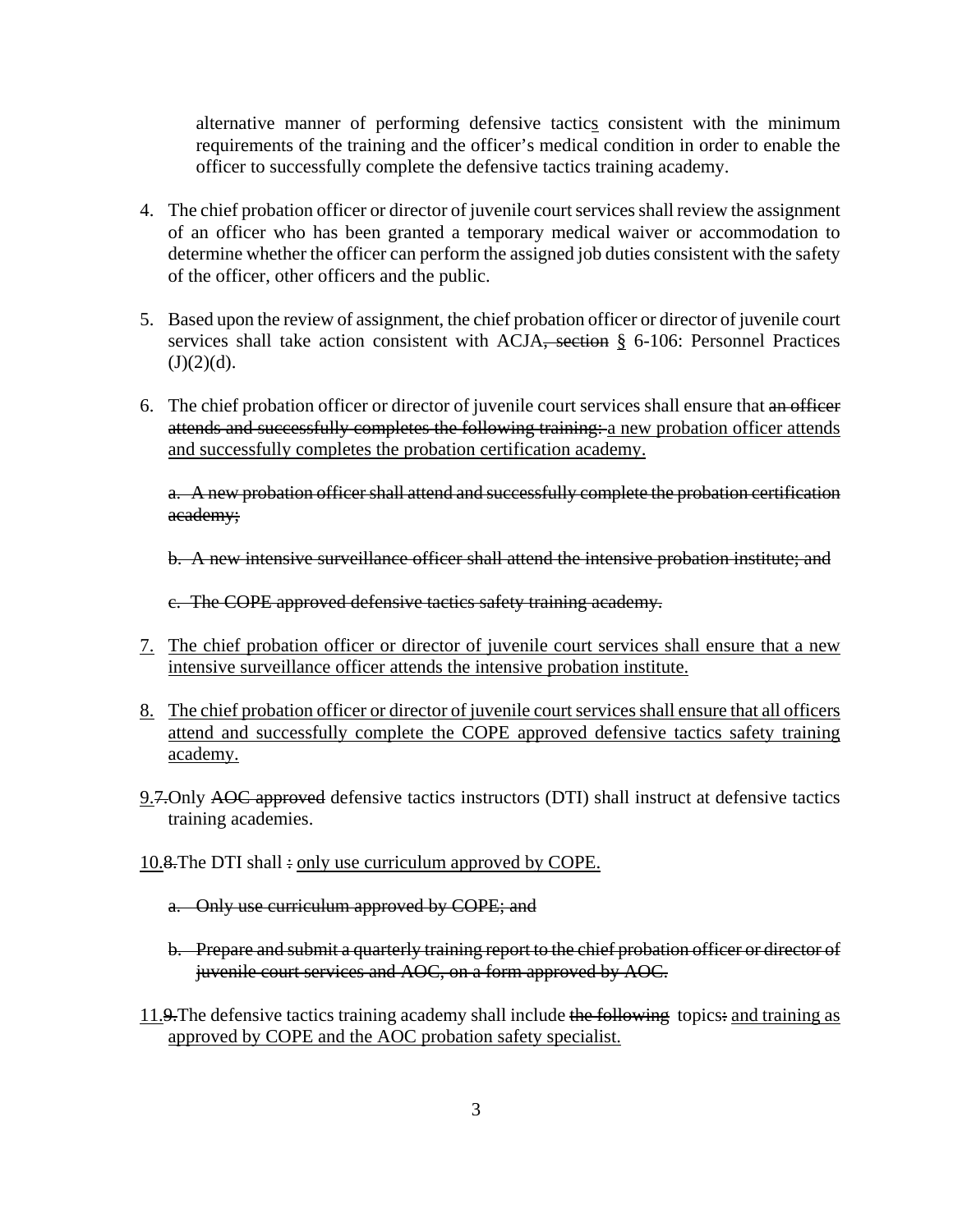alternative manner of performing defensive tactic<u>s</u> consistent with the minimum requirements of the training and the officer's medical condition in order to enable the officer to successfully complete the defensive tactics training academy.

4. The chief probation officer or director of juvenile court services shall review the assignment of an officer who has been granted a temporary medical waiver or accommodation to determine whether the officer can perform the assigned job duties consistent with the safety of the officer, other officers and the public.

5. Based upon the review of assignment, the chief probation officer or director of juvenile court services shall take action consistent with ACJA~~, section~~ <u>§</u> 6-106: Personnel Practices (J)(2)(d).

6. The chief probation officer or director of juvenile court services shall ensure that ~~an officer attends and successfully completes the following training:~~ <u>a new probation officer attends and successfully completes the probation certification academy.</u>

   ~~a. A new probation officer shall attend and successfully complete the probation certification academy;~~

   ~~b. A new intensive surveillance officer shall attend the intensive probation institute; and~~

   ~~c. The COPE approved defensive tactics safety training academy.~~

<u>7.</u> <u>The chief probation officer or director of juvenile court services shall ensure that a new intensive surveillance officer attends the intensive probation institute.</u>

<u>8.</u> <u>The chief probation officer or director of juvenile court services shall ensure that all officers attend and successfully complete the COPE approved defensive tactics safety training academy.</u>

<u>9.</u>~~7.~~Only ~~AOC approved~~ defensive tactics instructors (DTI) shall instruct at defensive tactics training academies.

<u>10.</u>~~8.~~The DTI shall ~~:~~ <u>only use curriculum approved by COPE.</u>

   ~~a. Only use curriculum approved by COPE; and~~

   ~~b. Prepare and submit a quarterly training report to the chief probation officer or director of juvenile court services and AOC, on a form approved by AOC.~~

<u>11.</u>~~9.~~The defensive tactics training academy shall include ~~the following~~ topics~~:~~ <u>and training as approved by COPE and the AOC probation safety specialist.</u>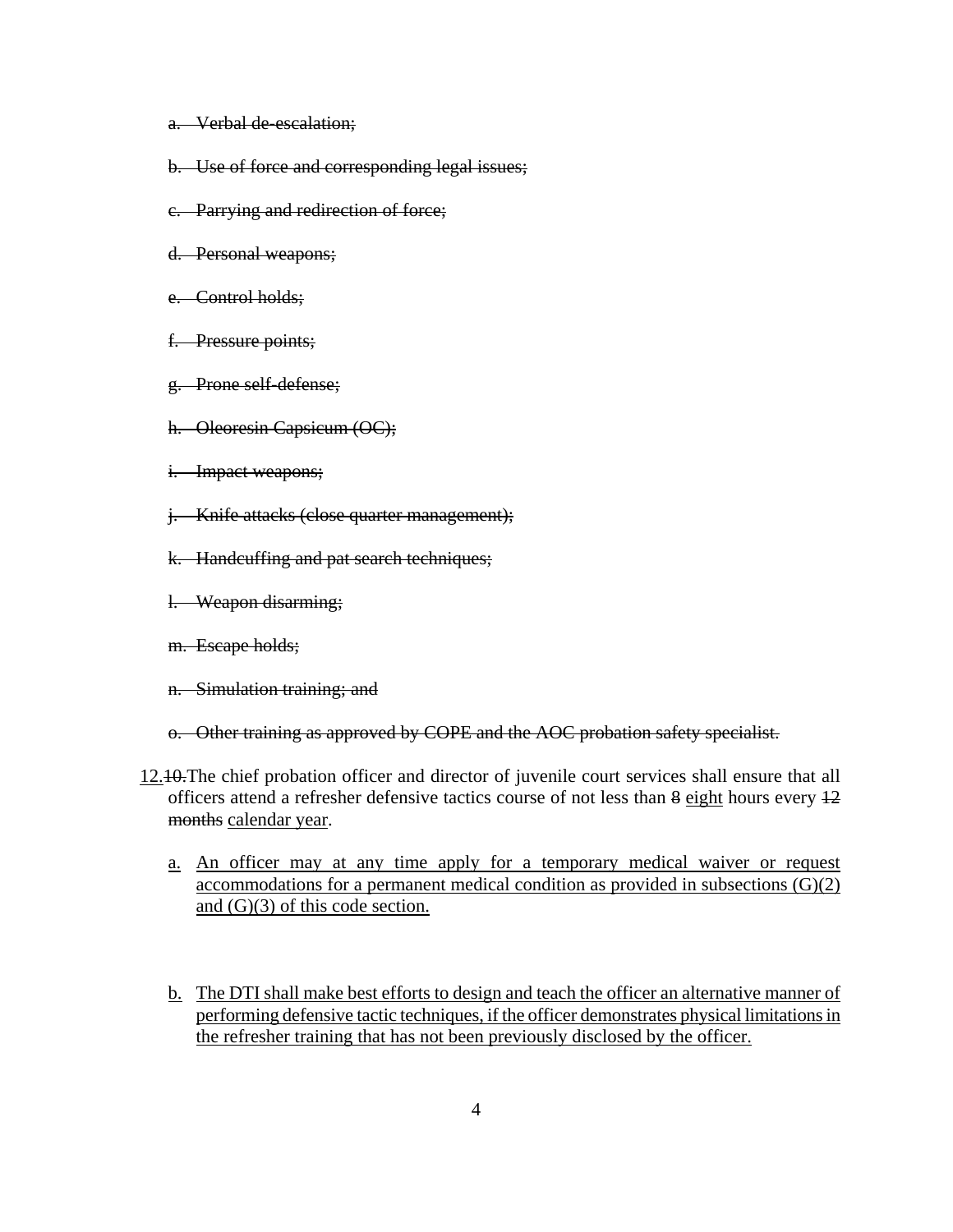a. ~~Verbal de-escalation;~~

b. ~~Use of force and corresponding legal issues;~~

c. ~~Parrying and redirection of force;~~

d. ~~Personal weapons;~~

e. ~~Control holds;~~

f. ~~Pressure points;~~

g. ~~Prone self-defense;~~

h. ~~Oleoresin Capsicum (OC);~~

i. ~~Impact weapons;~~

j. ~~Knife attacks (close quarter management);~~

k. ~~Handcuffing and pat search techniques;~~

l. ~~Weapon disarming;~~

m. ~~Escape holds;~~

n. ~~Simulation training; and~~

o. ~~Other training as approved by COPE and the AOC probation safety specialist.~~

<u>12.</u>~~10.~~The chief probation officer and director of juvenile court services shall ensure that all officers attend a refresher defensive tactics course of not less than ~~8~~ <u>eight</u> hours every ~~12 months~~ <u>calendar year</u>.

<u>a.</u> <u>An officer may at any time apply for a temporary medical waiver or request accommodations for a permanent medical condition as provided in subsections (G)(2) and (G)(3) of this code section.</u>

<u>b.</u> <u>The DTI shall make best efforts to design and teach the officer an alternative manner of performing defensive tactic techniques, if the officer demonstrates physical limitations in the refresher training that has not been previously disclosed by the officer.</u>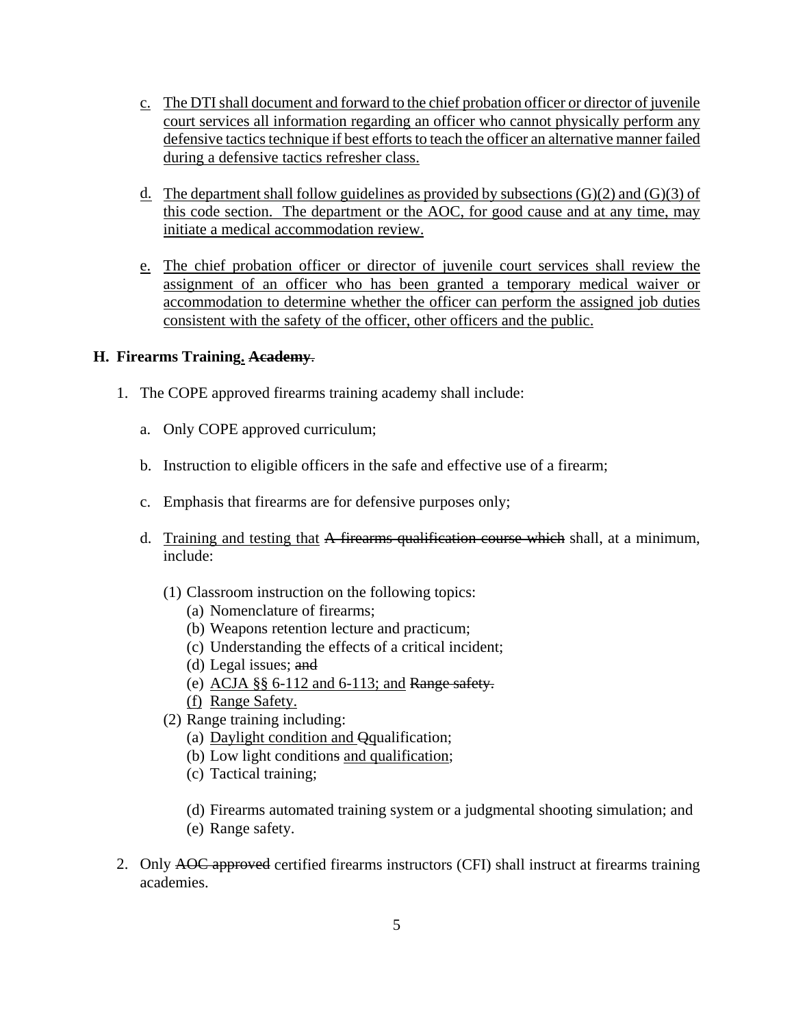c. The DTI shall document and forward to the chief probation officer or director of juvenile court services all information regarding an officer who cannot physically perform any defensive tactics technique if best efforts to teach the officer an alternative manner failed during a defensive tactics refresher class.

d. The department shall follow guidelines as provided by subsections (G)(2) and (G)(3) of this code section. The department or the AOC, for good cause and at any time, may initiate a medical accommodation review.

e. The chief probation officer or director of juvenile court services shall review the assignment of an officer who has been granted a temporary medical waiver or accommodation to determine whether the officer can perform the assigned job duties consistent with the safety of the officer, other officers and the public.

**H. Firearms Training. ~~Academy~~.**

1. The COPE approved firearms training academy shall include:

   a. Only COPE approved curriculum;

   b. Instruction to eligible officers in the safe and effective use of a firearm;

   c. Emphasis that firearms are for defensive purposes only;

   d. Training and testing that ~~A firearms qualification course which~~ shall, at a minimum, include:

      (1) Classroom instruction on the following topics:
         (a) Nomenclature of firearms;
         (b) Weapons retention lecture and practicum;
         (c) Understanding the effects of a critical incident;
         (d) Legal issues; ~~and~~
         (e) ACJA §§ 6-112 and 6-113; and ~~Range safety.~~
         (f) Range Safety.

      (2) Range training including:
         (a) Daylight condition and ~~Q~~qualification;
         (b) Low light condition~~s~~ and qualification;
         (c) Tactical training;
         (d) Firearms automated training system or a judgmental shooting simulation; and
         (e) Range safety.

2. Only ~~AOC approved~~ certified firearms instructors (CFI) shall instruct at firearms training academies.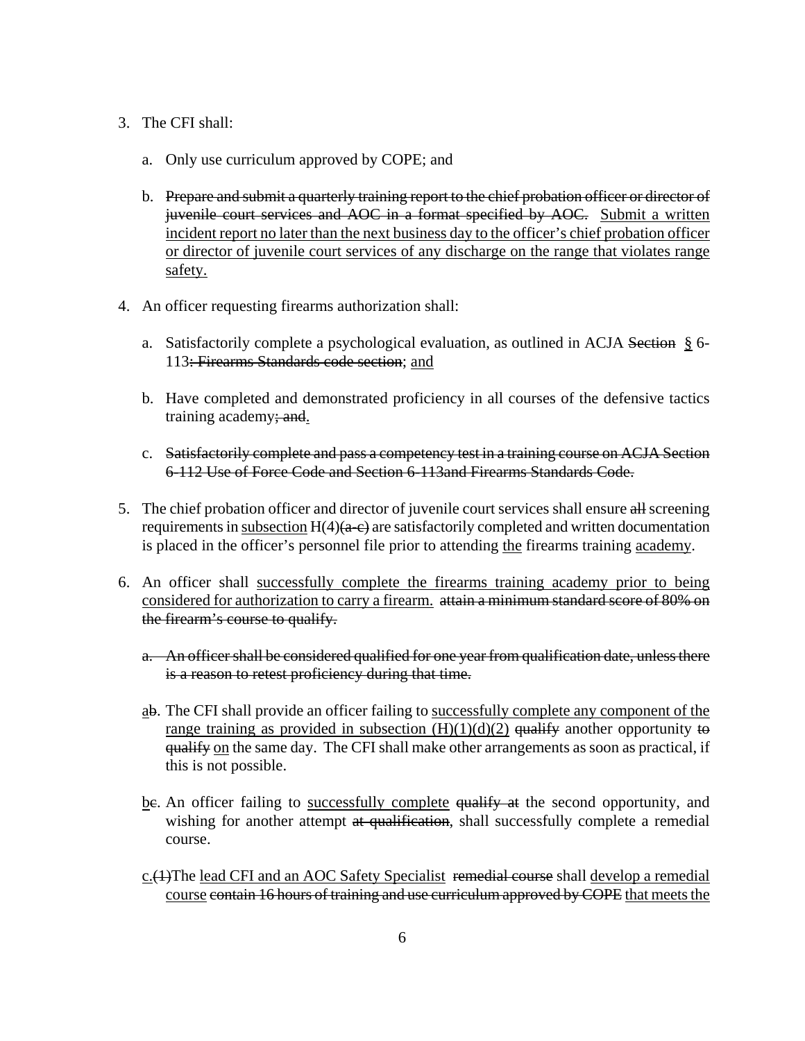3. The CFI shall:

   a. Only use curriculum approved by COPE; and

   b. ~~Prepare and submit a quarterly training report to the chief probation officer or director of juvenile court services and AOC in a format specified by AOC.~~ <u>Submit a written incident report no later than the next business day to the officer's chief probation officer or director of juvenile court services of any discharge on the range that violates range safety.</u>

4. An officer requesting firearms authorization shall:

   a. Satisfactorily complete a psychological evaluation, as outlined in ACJA ~~Section~~ <u>§</u> 6-113~~: Firearms Standards code section~~; <u>and</u>

   b. Have completed and demonstrated proficiency in all courses of the defensive tactics training academy~~; and~~<u>.</u>

   c. ~~Satisfactorily complete and pass a competency test in a training course on ACJA Section 6-112 Use of Force Code and Section 6-113and Firearms Standards Code.~~

5. The chief probation officer and director of juvenile court services shall ensure ~~all~~ screening requirements in <u>subsection</u> H(4)~~(a-c)~~ are satisfactorily completed and written documentation is placed in the officer's personnel file prior to attending <u>the</u> firearms training <u>academy</u>.

6. An officer shall <u>successfully complete the firearms training academy prior to being considered for authorization to carry a firearm.</u> ~~attain a minimum standard score of 80% on the firearm's course to qualify.~~

   ~~a. An officer shall be considered qualified for one year from qualification date, unless there is a reason to retest proficiency during that time.~~

   <u>a</u>~~b~~. The CFI shall provide an officer failing to <u>successfully complete any component of the range training as provided in subsection (H)(1)(d)(2)</u> ~~qualify~~ another opportunity ~~to qualify~~ <u>on</u> the same day. The CFI shall make other arrangements as soon as practical, if this is not possible.

   <u>b</u>~~c~~. An officer failing to <u>successfully complete</u> ~~qualify at~~ the second opportunity, and wishing for another attempt ~~at qualification~~, shall successfully complete a remedial course.

   <u>c.</u>~~(1)~~The <u>lead CFI and an AOC Safety Specialist</u> ~~remedial course~~ shall <u>develop a remedial course</u> ~~contain 16 hours of training and use curriculum approved by COPE~~ <u>that meets the</u>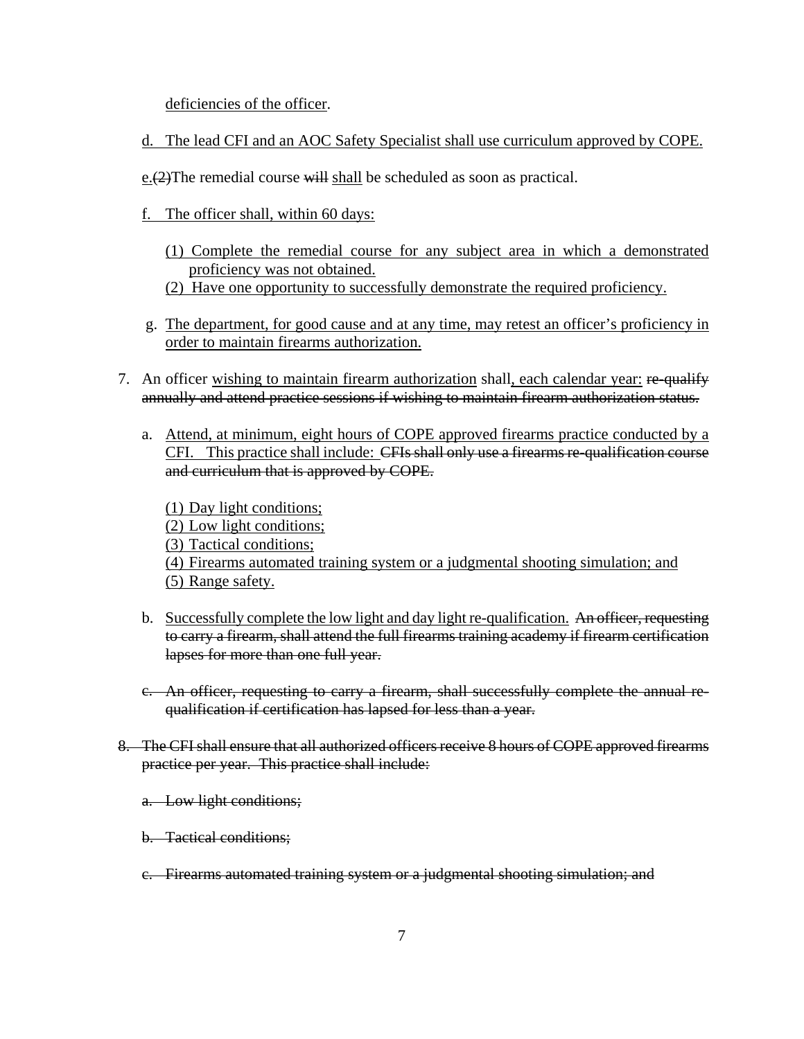<u>deficiencies of the officer</u>.

d. <u>The lead CFI and an AOC Safety Specialist shall use curriculum approved by COPE.</u>

<u>e.</u>~~(2)~~The remedial course ~~will~~ <u>shall</u> be scheduled as soon as practical.

f. <u>The officer shall, within 60 days:</u>

(1) <u>Complete the remedial course for any subject area in which a demonstrated proficiency was not obtained.</u>
(2) <u>Have one opportunity to successfully demonstrate the required proficiency.</u>

g. <u>The department, for good cause and at any time, may retest an officer's proficiency in order to maintain firearms authorization.</u>

7. An officer <u>wishing to maintain firearm authorization</u> shall<u>, each calendar year:</u> ~~re-qualify annually and attend practice sessions if wishing to maintain firearm authorization status.~~

   a. <u>Attend, at minimum, eight hours of COPE approved firearms practice conducted by a CFI. This practice shall include:</u> ~~CFIs shall only use a firearms re-qualification course and curriculum that is approved by COPE.~~

      (1) <u>Day light conditions;</u>
      (2) <u>Low light conditions;</u>
      (3) <u>Tactical conditions;</u>
      (4) <u>Firearms automated training system or a judgmental shooting simulation; and</u>
      (5) <u>Range safety.</u>

   b. <u>Successfully complete the low light and day light re-qualification.</u> ~~An officer, requesting to carry a firearm, shall attend the full firearms training academy if firearm certification lapses for more than one full year.~~

   ~~c. An officer, requesting to carry a firearm, shall successfully complete the annual re-qualification if certification has lapsed for less than a year.~~

~~8. The CFI shall ensure that all authorized officers receive 8 hours of COPE approved firearms practice per year. This practice shall include:~~

   ~~a. Low light conditions;~~

   ~~b. Tactical conditions;~~

   ~~c. Firearms automated training system or a judgmental shooting simulation; and~~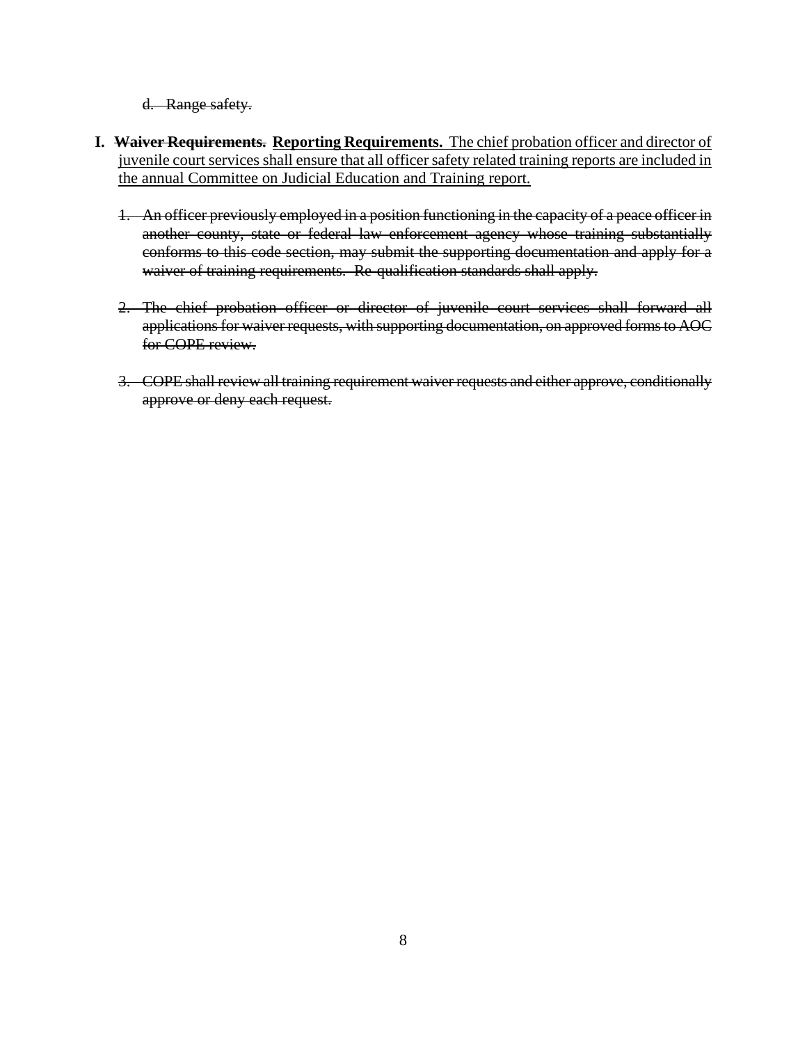d. ~~Range safety.~~

**I.** ~~**Waiver Requirements.**~~ <u>**Reporting Requirements.** The chief probation officer and director of juvenile court services shall ensure that all officer safety related training reports are included in the annual Committee on Judicial Education and Training report.</u>

1. ~~An officer previously employed in a position functioning in the capacity of a peace officer in another county, state or federal law enforcement agency whose training substantially conforms to this code section, may submit the supporting documentation and apply for a waiver of training requirements. Re-qualification standards shall apply.~~

2. ~~The chief probation officer or director of juvenile court services shall forward all applications for waiver requests, with supporting documentation, on approved forms to AOC for COPE review.~~

3. ~~COPE shall review all training requirement waiver requests and either approve, conditionally approve or deny each request.~~